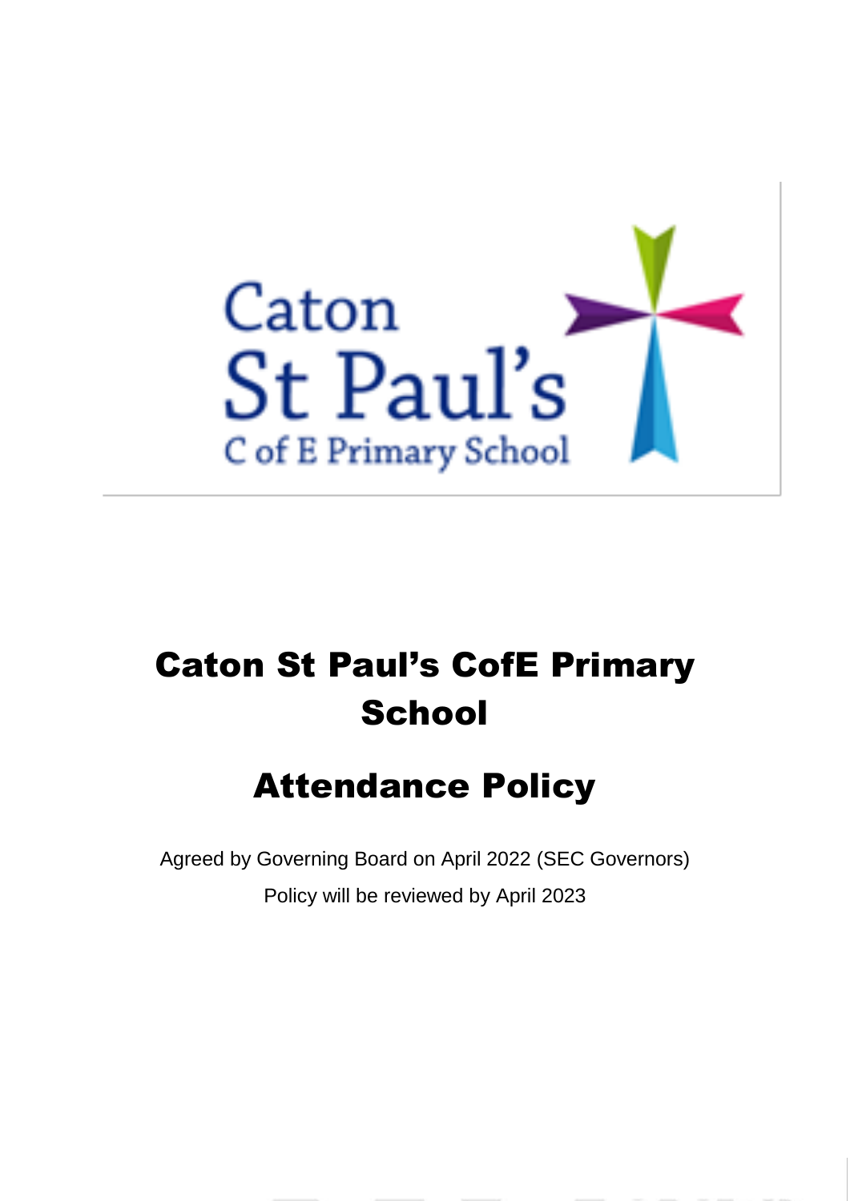# Caton St Paul's CofE Primary School

# Attendance Policy

Agreed by Governing Board on April 2022 (SEC Governors)

Policy will be reviewed by April 2023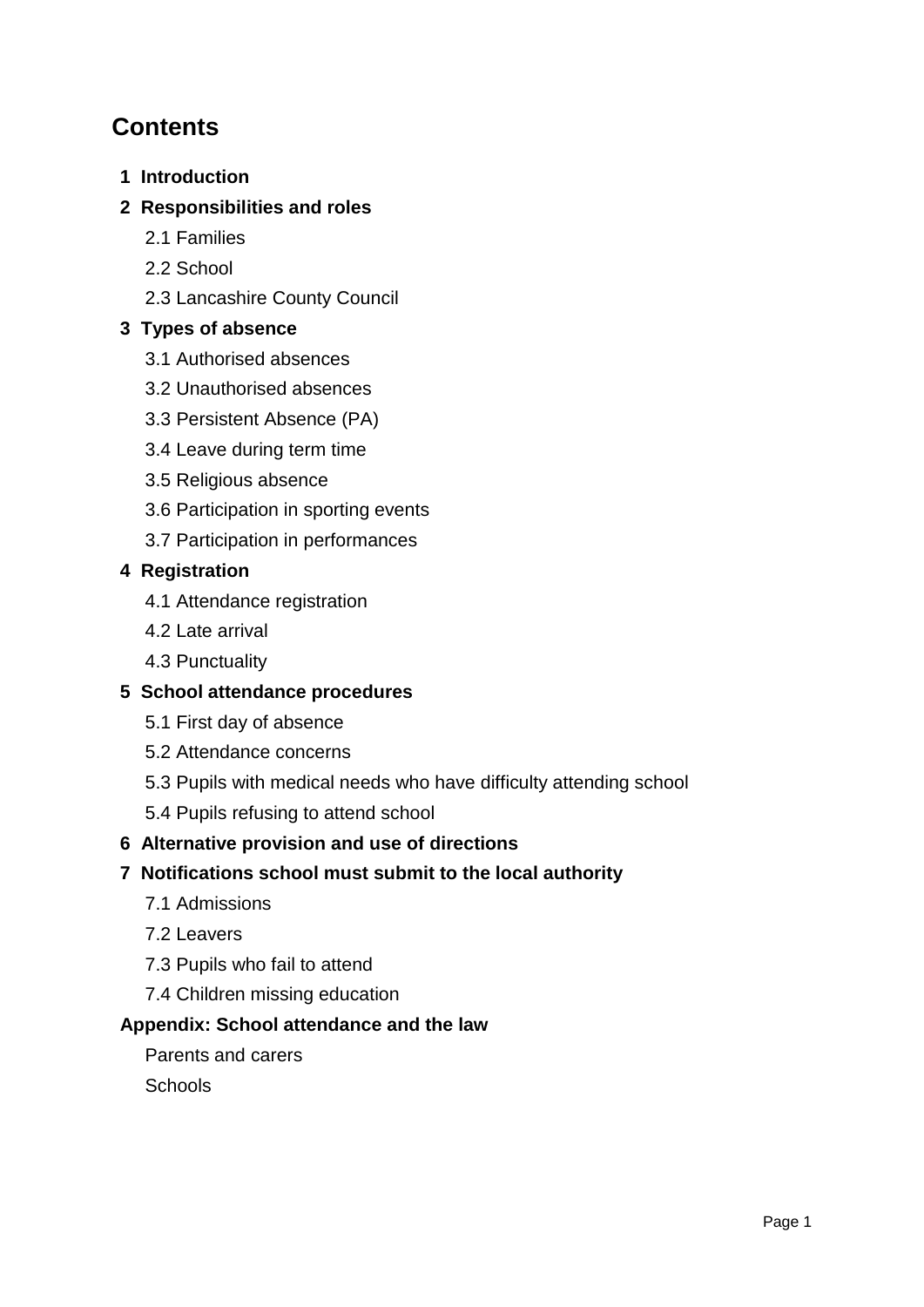# Contents

**1 Introduction**

**2 Responsibilities and roles**

- 2.1 Families
- 2.2 School
- 2.3 Lancashire County Council

**3 Types of absence**

- 3.1 Authorised absences
- 3.2 Unauthorised absences
- 3.3 Persistent Absence (PA)
- 3.4 Leave during term time
- 3.5 Religious absence
- 3.6 Participation in sporting events
- 3.7 Participation in performances

**4 Registration**

- 4.1 Attendance registration
- 4.2 Late arrival
- 4.3 Punctuality

**5 School attendance procedures**

- 5.1 First day of absence
- 5.2 Attendance concerns
- 5.3 Pupils with medical needs who have difficulty attending school
- 5.4 Pupils refusing to attend school

**6 Alternative provision and use of directions**

**7 Notifications school must submit to the local authority**

- 7.1 Admissions
- 7.2 Leavers
- 7.3 Pupils who fail to attend
- 7.4 Children missing education

**Appendix: School attendance and the law**

- Parents and carers
- Schools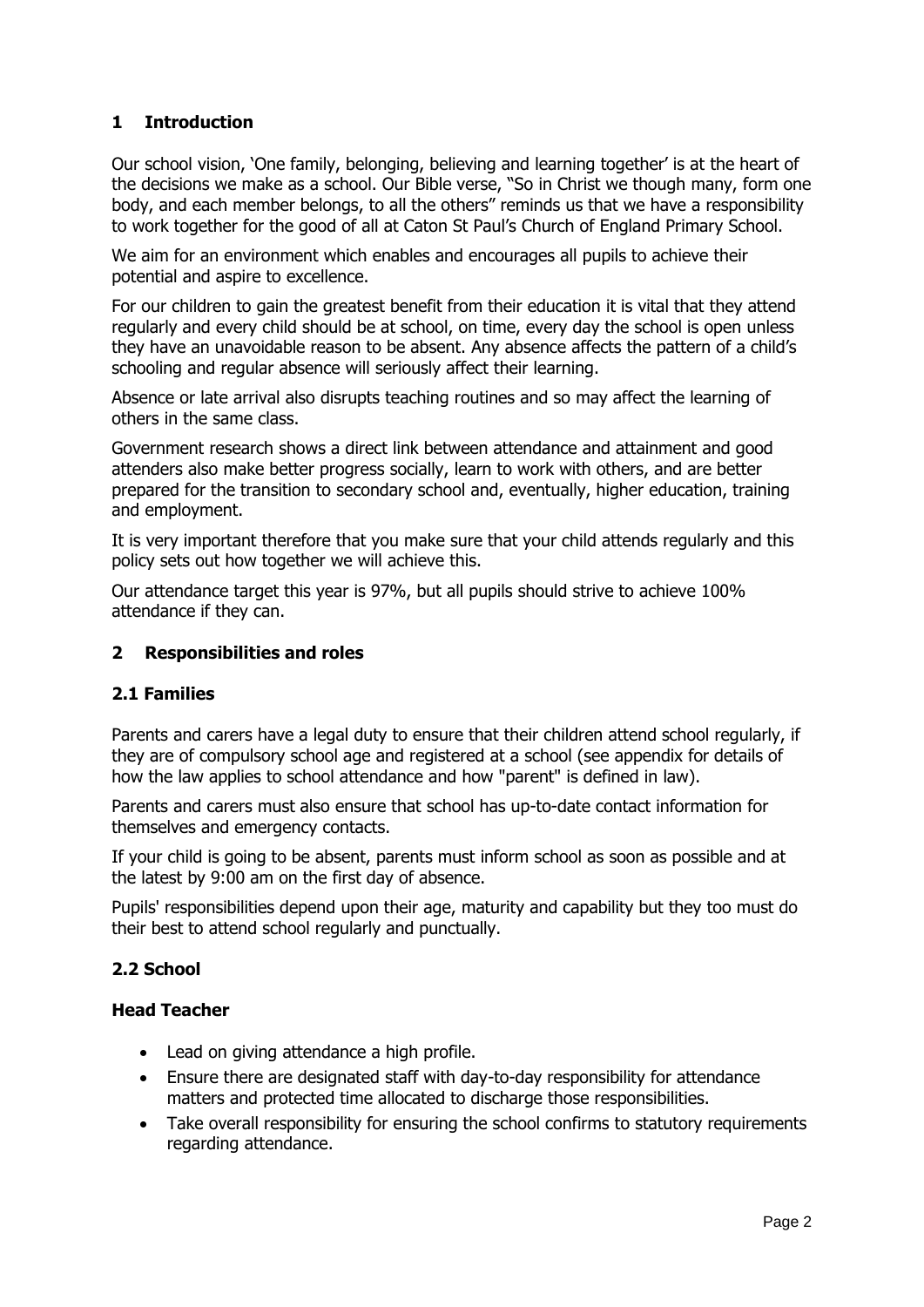## 1 Introduction

Our school vision, 'One family, belonging, believing and learning together' is at the heart of the decisions we make as a school. Our Bible verse, "So in Christ we though many, form one body, and each member belongs, to all the others" reminds us that we have a responsibility to work together for the good of all at Caton St Paul's Church of England Primary School.

We aim for an environment which enables and encourages all pupils to achieve their potential and aspire to excellence.

For our children to gain the greatest benefit from their education it is vital that they attend regularly and every child should be at school, on time, every day the school is open unless they have an unavoidable reason to be absent. Any absence affects the pattern of a child's schooling and regular absence will seriously affect their learning.

Absence or late arrival also disrupts teaching routines and so may affect the learning of others in the same class.

Government research shows a direct link between attendance and attainment and good attenders also make better progress socially, learn to work with others, and are better prepared for the transition to secondary school and, eventually, higher education, training and employment.

It is very important therefore that you make sure that your child attends regularly and this policy sets out how together we will achieve this.

Our attendance target this year is 97%, but all pupils should strive to achieve 100% attendance if they can.

## 2 Responsibilities and roles

### 2.1 Families

Parents and carers have a legal duty to ensure that their children attend school regularly, if they are of compulsory school age and registered at a school (see appendix for details of how the law applies to school attendance and how "parent" is defined in law).

Parents and carers must also ensure that school has up-to-date contact information for themselves and emergency contacts.

If your child is going to be absent, parents must inform school as soon as possible and at the latest by 9:00 am on the first day of absence.

Pupils' responsibilities depend upon their age, maturity and capability but they too must do their best to attend school regularly and punctually.

### 2.2 School

**Head Teacher**

- Lead on giving attendance a high profile.
- Ensure there are designated staff with day-to-day responsibility for attendance matters and protected time allocated to discharge those responsibilities.
- Take overall responsibility for ensuring the school confirms to statutory requirements regarding attendance.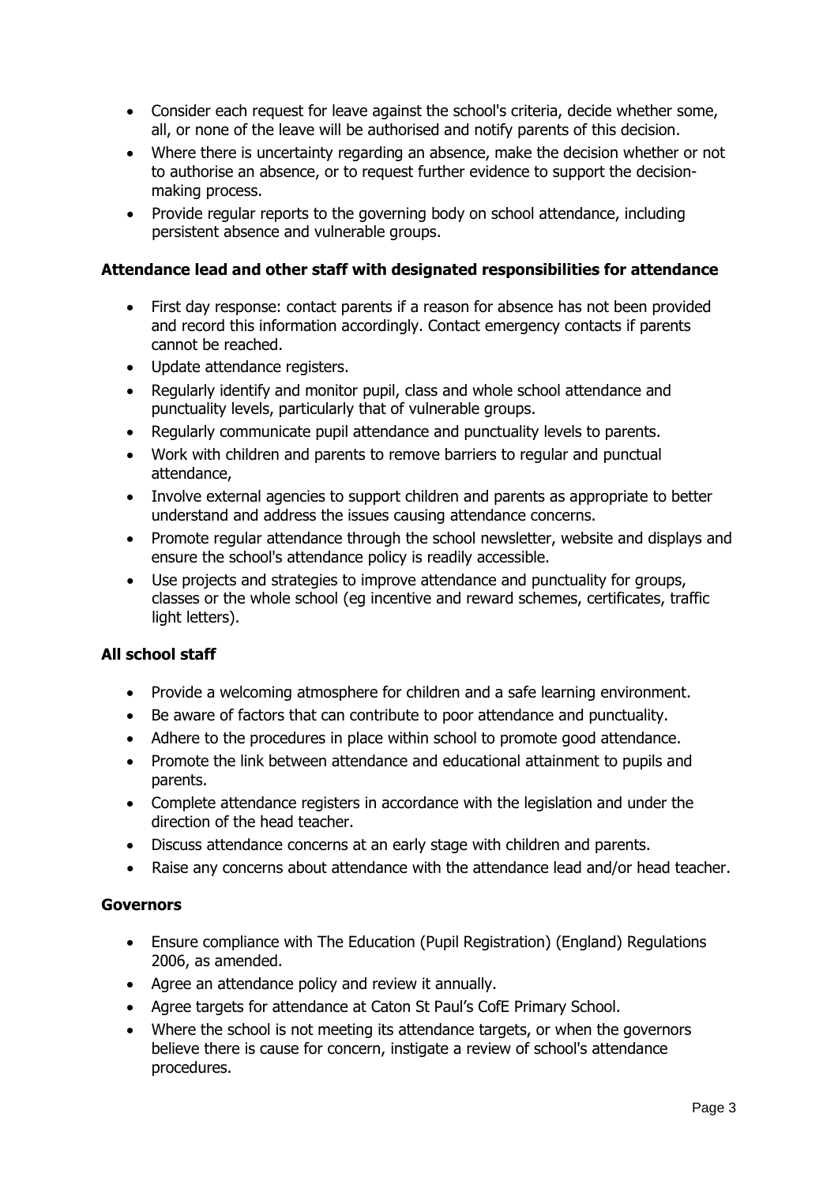- Consider each request for leave against the school's criteria, decide whether some, all, or none of the leave will be authorised and notify parents of this decision.
- Where there is uncertainty regarding an absence, make the decision whether or not to authorise an absence, or to request further evidence to support the decision-making process.
- Provide regular reports to the governing body on school attendance, including persistent absence and vulnerable groups.

**Attendance lead and other staff with designated responsibilities for attendance**

- First day response: contact parents if a reason for absence has not been provided and record this information accordingly. Contact emergency contacts if parents cannot be reached.
- Update attendance registers.
- Regularly identify and monitor pupil, class and whole school attendance and punctuality levels, particularly that of vulnerable groups.
- Regularly communicate pupil attendance and punctuality levels to parents.
- Work with children and parents to remove barriers to regular and punctual attendance,
- Involve external agencies to support children and parents as appropriate to better understand and address the issues causing attendance concerns.
- Promote regular attendance through the school newsletter, website and displays and ensure the school's attendance policy is readily accessible.
- Use projects and strategies to improve attendance and punctuality for groups, classes or the whole school (eg incentive and reward schemes, certificates, traffic light letters).

**All school staff**

- Provide a welcoming atmosphere for children and a safe learning environment.
- Be aware of factors that can contribute to poor attendance and punctuality.
- Adhere to the procedures in place within school to promote good attendance.
- Promote the link between attendance and educational attainment to pupils and parents.
- Complete attendance registers in accordance with the legislation and under the direction of the head teacher.
- Discuss attendance concerns at an early stage with children and parents.
- Raise any concerns about attendance with the attendance lead and/or head teacher.

**Governors**

- Ensure compliance with The Education (Pupil Registration) (England) Regulations 2006, as amended.
- Agree an attendance policy and review it annually.
- Agree targets for attendance at Caton St Paul's CofE Primary School.
- Where the school is not meeting its attendance targets, or when the governors believe there is cause for concern, instigate a review of school's attendance procedures.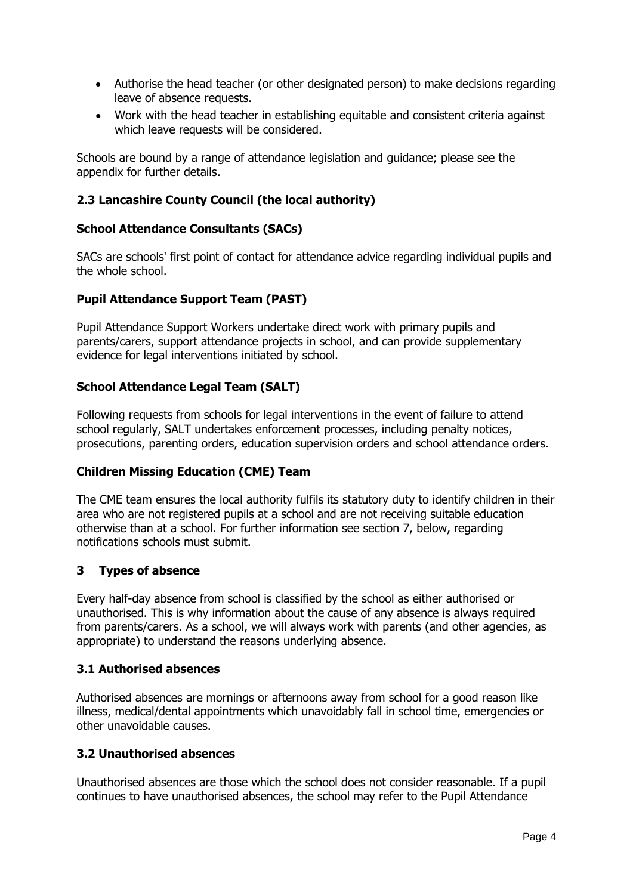- Authorise the head teacher (or other designated person) to make decisions regarding leave of absence requests.
- Work with the head teacher in establishing equitable and consistent criteria against which leave requests will be considered.

Schools are bound by a range of attendance legislation and guidance; please see the appendix for further details.

### 2.3 Lancashire County Council (the local authority)

**School Attendance Consultants (SACs)**

SACs are schools' first point of contact for attendance advice regarding individual pupils and the whole school.

**Pupil Attendance Support Team (PAST)**

Pupil Attendance Support Workers undertake direct work with primary pupils and parents/carers, support attendance projects in school, and can provide supplementary evidence for legal interventions initiated by school.

**School Attendance Legal Team (SALT)**

Following requests from schools for legal interventions in the event of failure to attend school regularly, SALT undertakes enforcement processes, including penalty notices, prosecutions, parenting orders, education supervision orders and school attendance orders.

**Children Missing Education (CME) Team**

The CME team ensures the local authority fulfils its statutory duty to identify children in their area who are not registered pupils at a school and are not receiving suitable education otherwise than at a school. For further information see section 7, below, regarding notifications schools must submit.

## 3 Types of absence

Every half-day absence from school is classified by the school as either authorised or unauthorised. This is why information about the cause of any absence is always required from parents/carers. As a school, we will always work with parents (and other agencies, as appropriate) to understand the reasons underlying absence.

### 3.1 Authorised absences

Authorised absences are mornings or afternoons away from school for a good reason like illness, medical/dental appointments which unavoidably fall in school time, emergencies or other unavoidable causes.

### 3.2 Unauthorised absences

Unauthorised absences are those which the school does not consider reasonable. If a pupil continues to have unauthorised absences, the school may refer to the Pupil Attendance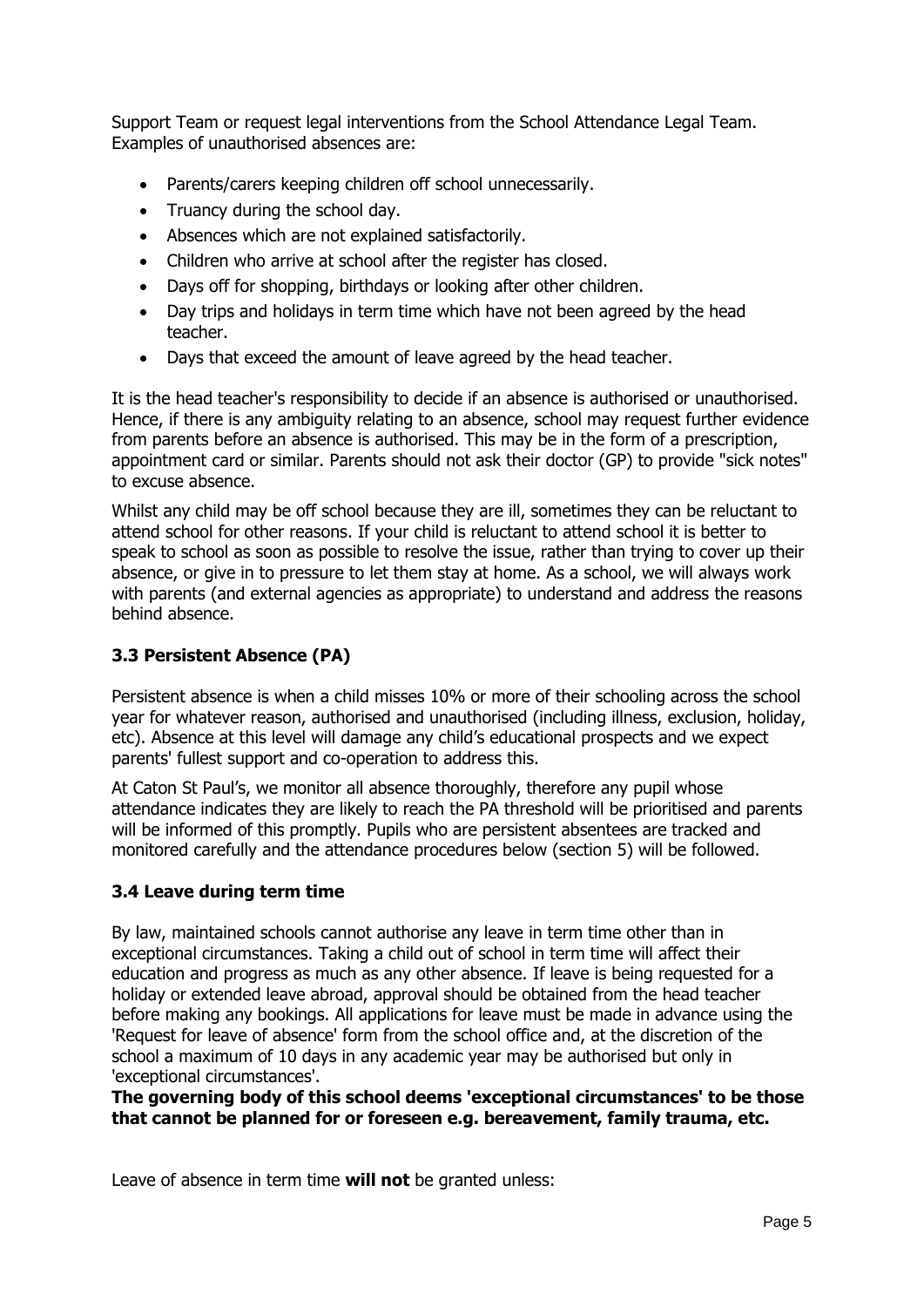Support Team or request legal interventions from the School Attendance Legal Team. Examples of unauthorised absences are:

- Parents/carers keeping children off school unnecessarily.
- Truancy during the school day.
- Absences which are not explained satisfactorily.
- Children who arrive at school after the register has closed.
- Days off for shopping, birthdays or looking after other children.
- Day trips and holidays in term time which have not been agreed by the head teacher.
- Days that exceed the amount of leave agreed by the head teacher.

It is the head teacher's responsibility to decide if an absence is authorised or unauthorised. Hence, if there is any ambiguity relating to an absence, school may request further evidence from parents before an absence is authorised. This may be in the form of a prescription, appointment card or similar. Parents should not ask their doctor (GP) to provide "sick notes" to excuse absence.

Whilst any child may be off school because they are ill, sometimes they can be reluctant to attend school for other reasons. If your child is reluctant to attend school it is better to speak to school as soon as possible to resolve the issue, rather than trying to cover up their absence, or give in to pressure to let them stay at home. As a school, we will always work with parents (and external agencies as appropriate) to understand and address the reasons behind absence.

### 3.3 Persistent Absence (PA)

Persistent absence is when a child misses 10% or more of their schooling across the school year for whatever reason, authorised and unauthorised (including illness, exclusion, holiday, etc). Absence at this level will damage any child's educational prospects and we expect parents' fullest support and co-operation to address this.

At Caton St Paul's, we monitor all absence thoroughly, therefore any pupil whose attendance indicates they are likely to reach the PA threshold will be prioritised and parents will be informed of this promptly. Pupils who are persistent absentees are tracked and monitored carefully and the attendance procedures below (section 5) will be followed.

### 3.4 Leave during term time

By law, maintained schools cannot authorise any leave in term time other than in exceptional circumstances. Taking a child out of school in term time will affect their education and progress as much as any other absence. If leave is being requested for a holiday or extended leave abroad, approval should be obtained from the head teacher before making any bookings. All applications for leave must be made in advance using the 'Request for leave of absence' form from the school office and, at the discretion of the school a maximum of 10 days in any academic year may be authorised but only in 'exceptional circumstances'.

**The governing body of this school deems 'exceptional circumstances' to be those that cannot be planned for or foreseen e.g. bereavement, family trauma, etc.**

Leave of absence in term time **will not** be granted unless: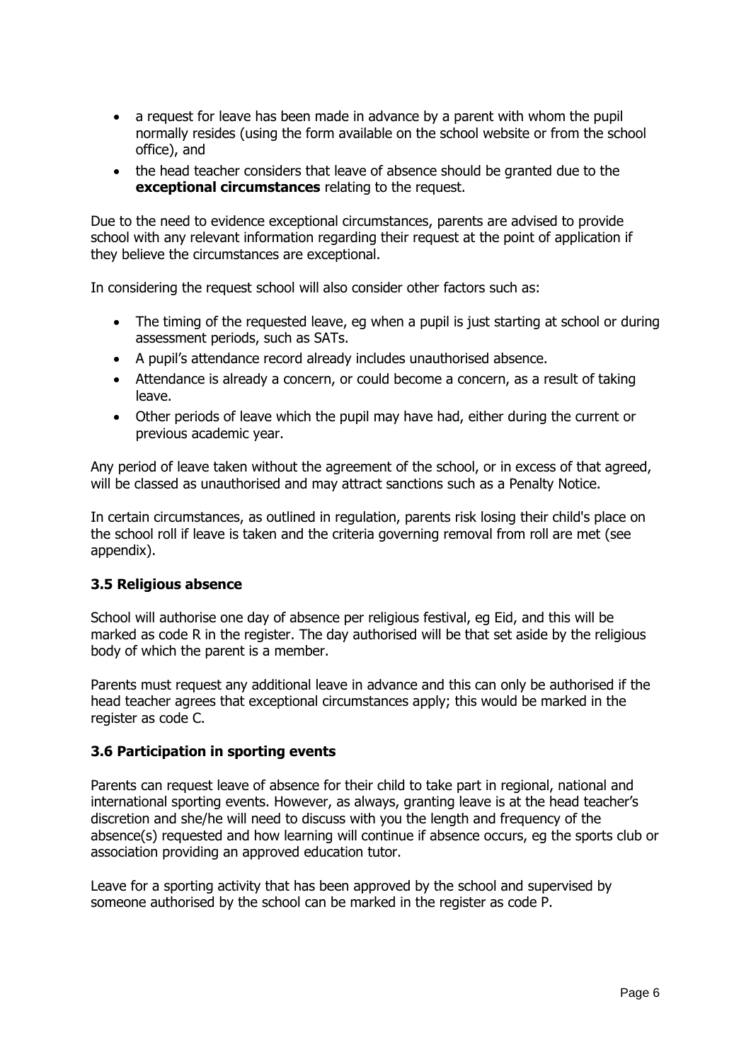- a request for leave has been made in advance by a parent with whom the pupil normally resides (using the form available on the school website or from the school office), and
- the head teacher considers that leave of absence should be granted due to the **exceptional circumstances** relating to the request.

Due to the need to evidence exceptional circumstances, parents are advised to provide school with any relevant information regarding their request at the point of application if they believe the circumstances are exceptional.

In considering the request school will also consider other factors such as:

- The timing of the requested leave, eg when a pupil is just starting at school or during assessment periods, such as SATs.
- A pupil's attendance record already includes unauthorised absence.
- Attendance is already a concern, or could become a concern, as a result of taking leave.
- Other periods of leave which the pupil may have had, either during the current or previous academic year.

Any period of leave taken without the agreement of the school, or in excess of that agreed, will be classed as unauthorised and may attract sanctions such as a Penalty Notice.

In certain circumstances, as outlined in regulation, parents risk losing their child's place on the school roll if leave is taken and the criteria governing removal from roll are met (see appendix).

### 3.5 Religious absence

School will authorise one day of absence per religious festival, eg Eid, and this will be marked as code R in the register. The day authorised will be that set aside by the religious body of which the parent is a member.

Parents must request any additional leave in advance and this can only be authorised if the head teacher agrees that exceptional circumstances apply; this would be marked in the register as code C.

### 3.6 Participation in sporting events

Parents can request leave of absence for their child to take part in regional, national and international sporting events. However, as always, granting leave is at the head teacher's discretion and she/he will need to discuss with you the length and frequency of the absence(s) requested and how learning will continue if absence occurs, eg the sports club or association providing an approved education tutor.

Leave for a sporting activity that has been approved by the school and supervised by someone authorised by the school can be marked in the register as code P.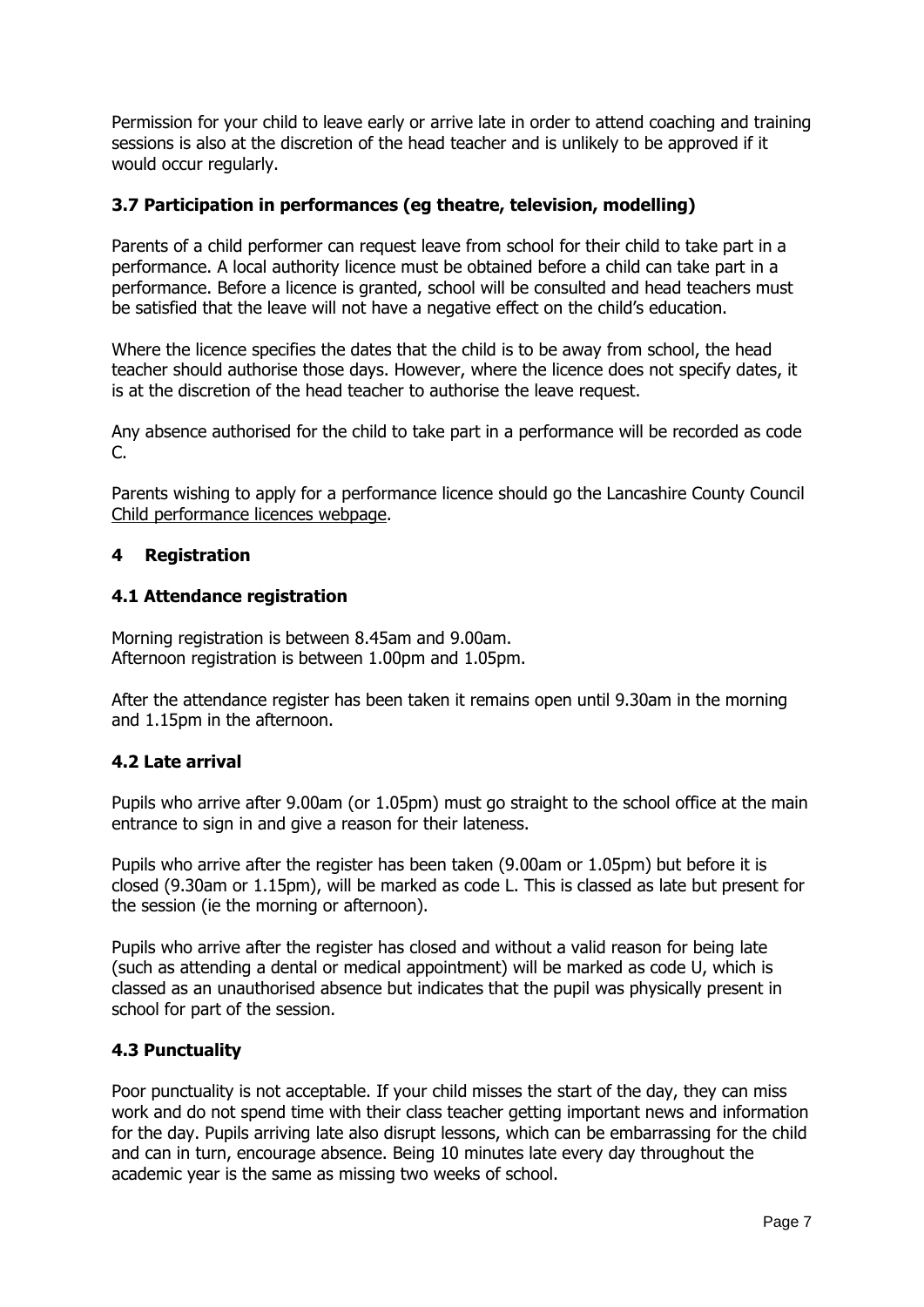Permission for your child to leave early or arrive late in order to attend coaching and training sessions is also at the discretion of the head teacher and is unlikely to be approved if it would occur regularly.

### 3.7 Participation in performances (eg theatre, television, modelling)

Parents of a child performer can request leave from school for their child to take part in a performance. A local authority licence must be obtained before a child can take part in a performance. Before a licence is granted, school will be consulted and head teachers must be satisfied that the leave will not have a negative effect on the child's education.

Where the licence specifies the dates that the child is to be away from school, the head teacher should authorise those days. However, where the licence does not specify dates, it is at the discretion of the head teacher to authorise the leave request.

Any absence authorised for the child to take part in a performance will be recorded as code C.

Parents wishing to apply for a performance licence should go the Lancashire County Council Child performance licences webpage.

## 4 Registration

### 4.1 Attendance registration

Morning registration is between 8.45am and 9.00am.
Afternoon registration is between 1.00pm and 1.05pm.

After the attendance register has been taken it remains open until 9.30am in the morning and 1.15pm in the afternoon.

### 4.2 Late arrival

Pupils who arrive after 9.00am (or 1.05pm) must go straight to the school office at the main entrance to sign in and give a reason for their lateness.

Pupils who arrive after the register has been taken (9.00am or 1.05pm) but before it is closed (9.30am or 1.15pm), will be marked as code L. This is classed as late but present for the session (ie the morning or afternoon).

Pupils who arrive after the register has closed and without a valid reason for being late (such as attending a dental or medical appointment) will be marked as code U, which is classed as an unauthorised absence but indicates that the pupil was physically present in school for part of the session.

### 4.3 Punctuality

Poor punctuality is not acceptable. If your child misses the start of the day, they can miss work and do not spend time with their class teacher getting important news and information for the day. Pupils arriving late also disrupt lessons, which can be embarrassing for the child and can in turn, encourage absence. Being 10 minutes late every day throughout the academic year is the same as missing two weeks of school.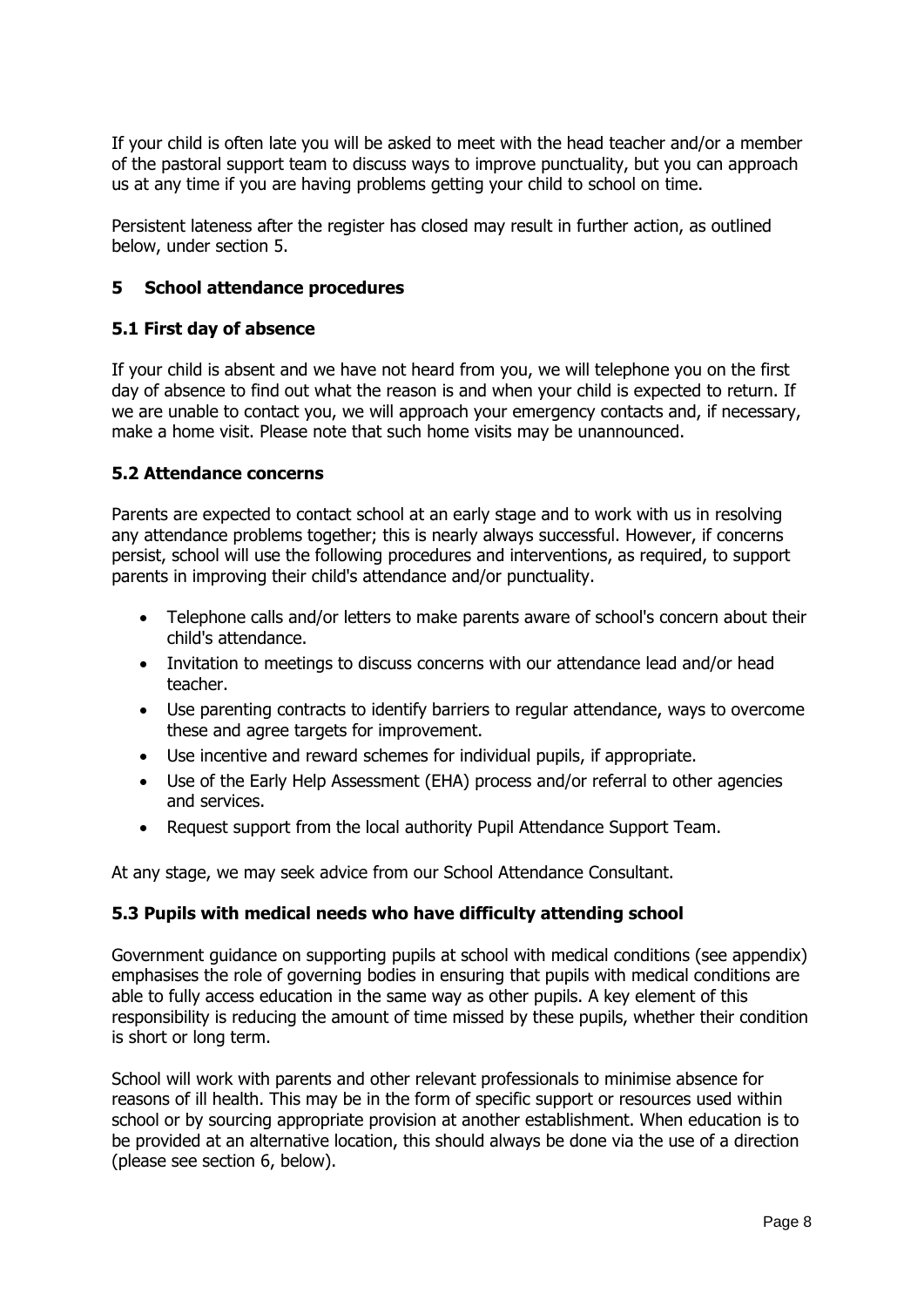If your child is often late you will be asked to meet with the head teacher and/or a member of the pastoral support team to discuss ways to improve punctuality, but you can approach us at any time if you are having problems getting your child to school on time.

Persistent lateness after the register has closed may result in further action, as outlined below, under section 5.

## 5 School attendance procedures

### 5.1 First day of absence

If your child is absent and we have not heard from you, we will telephone you on the first day of absence to find out what the reason is and when your child is expected to return. If we are unable to contact you, we will approach your emergency contacts and, if necessary, make a home visit. Please note that such home visits may be unannounced.

### 5.2 Attendance concerns

Parents are expected to contact school at an early stage and to work with us in resolving any attendance problems together; this is nearly always successful. However, if concerns persist, school will use the following procedures and interventions, as required, to support parents in improving their child's attendance and/or punctuality.

- Telephone calls and/or letters to make parents aware of school's concern about their child's attendance.
- Invitation to meetings to discuss concerns with our attendance lead and/or head teacher.
- Use parenting contracts to identify barriers to regular attendance, ways to overcome these and agree targets for improvement.
- Use incentive and reward schemes for individual pupils, if appropriate.
- Use of the Early Help Assessment (EHA) process and/or referral to other agencies and services.
- Request support from the local authority Pupil Attendance Support Team.

At any stage, we may seek advice from our School Attendance Consultant.

### 5.3 Pupils with medical needs who have difficulty attending school

Government guidance on supporting pupils at school with medical conditions (see appendix) emphasises the role of governing bodies in ensuring that pupils with medical conditions are able to fully access education in the same way as other pupils. A key element of this responsibility is reducing the amount of time missed by these pupils, whether their condition is short or long term.

School will work with parents and other relevant professionals to minimise absence for reasons of ill health. This may be in the form of specific support or resources used within school or by sourcing appropriate provision at another establishment. When education is to be provided at an alternative location, this should always be done via the use of a direction (please see section 6, below).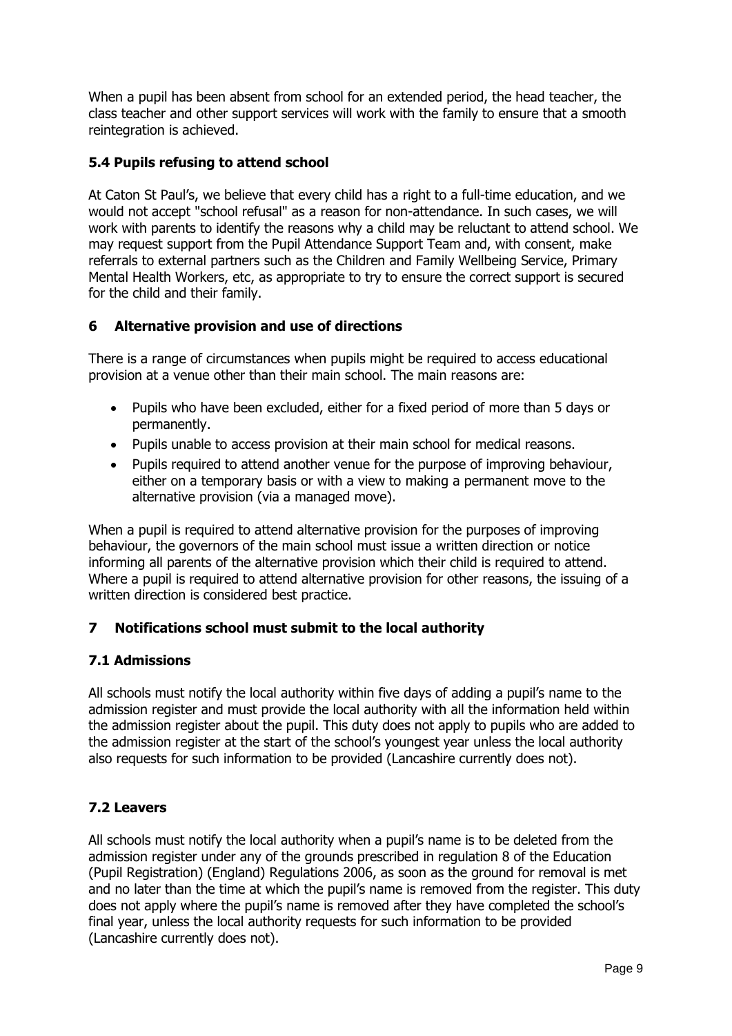When a pupil has been absent from school for an extended period, the head teacher, the class teacher and other support services will work with the family to ensure that a smooth reintegration is achieved.

### 5.4 Pupils refusing to attend school

At Caton St Paul's, we believe that every child has a right to a full-time education, and we would not accept "school refusal" as a reason for non-attendance. In such cases, we will work with parents to identify the reasons why a child may be reluctant to attend school. We may request support from the Pupil Attendance Support Team and, with consent, make referrals to external partners such as the Children and Family Wellbeing Service, Primary Mental Health Workers, etc, as appropriate to try to ensure the correct support is secured for the child and their family.

## 6 Alternative provision and use of directions

There is a range of circumstances when pupils might be required to access educational provision at a venue other than their main school. The main reasons are:

- Pupils who have been excluded, either for a fixed period of more than 5 days or permanently.
- Pupils unable to access provision at their main school for medical reasons.
- Pupils required to attend another venue for the purpose of improving behaviour, either on a temporary basis or with a view to making a permanent move to the alternative provision (via a managed move).

When a pupil is required to attend alternative provision for the purposes of improving behaviour, the governors of the main school must issue a written direction or notice informing all parents of the alternative provision which their child is required to attend. Where a pupil is required to attend alternative provision for other reasons, the issuing of a written direction is considered best practice.

## 7 Notifications school must submit to the local authority

### 7.1 Admissions

All schools must notify the local authority within five days of adding a pupil's name to the admission register and must provide the local authority with all the information held within the admission register about the pupil. This duty does not apply to pupils who are added to the admission register at the start of the school's youngest year unless the local authority also requests for such information to be provided (Lancashire currently does not).

### 7.2 Leavers

All schools must notify the local authority when a pupil's name is to be deleted from the admission register under any of the grounds prescribed in regulation 8 of the Education (Pupil Registration) (England) Regulations 2006, as soon as the ground for removal is met and no later than the time at which the pupil's name is removed from the register. This duty does not apply where the pupil's name is removed after they have completed the school's final year, unless the local authority requests for such information to be provided (Lancashire currently does not).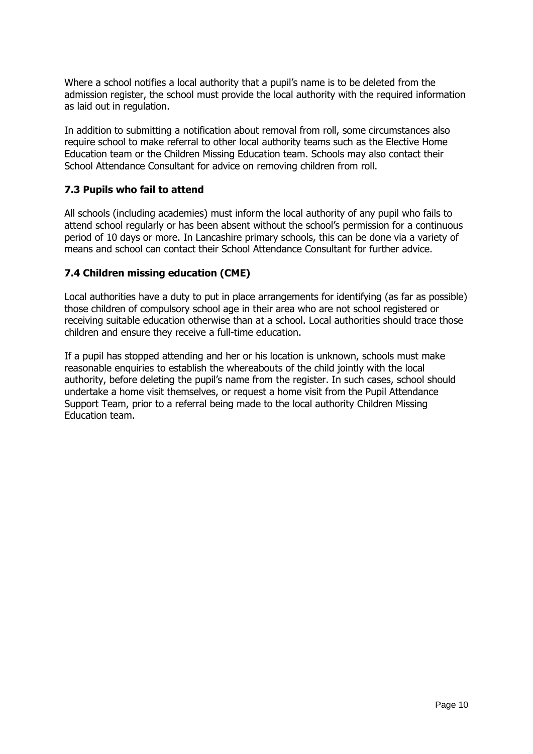Where a school notifies a local authority that a pupil's name is to be deleted from the admission register, the school must provide the local authority with the required information as laid out in regulation.

In addition to submitting a notification about removal from roll, some circumstances also require school to make referral to other local authority teams such as the Elective Home Education team or the Children Missing Education team. Schools may also contact their School Attendance Consultant for advice on removing children from roll.

### 7.3 Pupils who fail to attend

All schools (including academies) must inform the local authority of any pupil who fails to attend school regularly or has been absent without the school's permission for a continuous period of 10 days or more. In Lancashire primary schools, this can be done via a variety of means and school can contact their School Attendance Consultant for further advice.

### 7.4 Children missing education (CME)

Local authorities have a duty to put in place arrangements for identifying (as far as possible) those children of compulsory school age in their area who are not school registered or receiving suitable education otherwise than at a school. Local authorities should trace those children and ensure they receive a full-time education.

If a pupil has stopped attending and her or his location is unknown, schools must make reasonable enquiries to establish the whereabouts of the child jointly with the local authority, before deleting the pupil's name from the register. In such cases, school should undertake a home visit themselves, or request a home visit from the Pupil Attendance Support Team, prior to a referral being made to the local authority Children Missing Education team.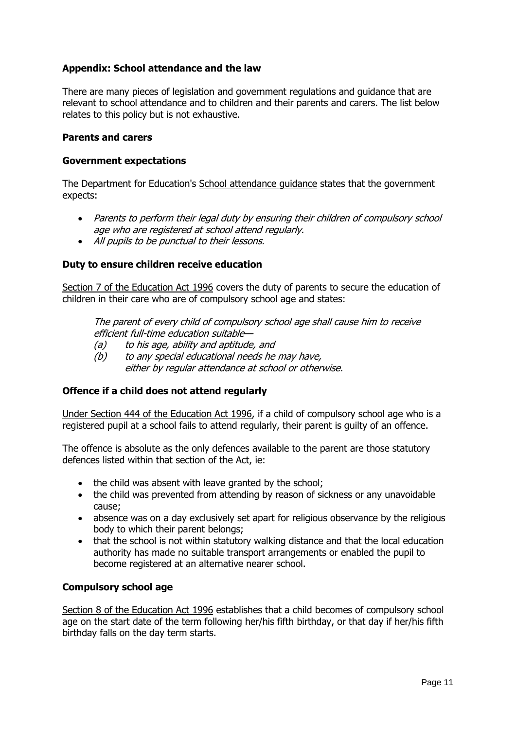## Appendix: School attendance and the law

There are many pieces of legislation and government regulations and guidance that are relevant to school attendance and to children and their parents and carers. The list below relates to this policy but is not exhaustive.

### Parents and carers

### Government expectations

The Department for Education's School attendance guidance states that the government expects:

- *Parents to perform their legal duty by ensuring their children of compulsory school age who are registered at school attend regularly.*
- *All pupils to be punctual to their lessons.*

### Duty to ensure children receive education

Section 7 of the Education Act 1996 covers the duty of parents to secure the education of children in their care who are of compulsory school age and states:

> *The parent of every child of compulsory school age shall cause him to receive efficient full-time education suitable—*
> *(a) to his age, ability and aptitude, and*
> *(b) to any special educational needs he may have,*
> *either by regular attendance at school or otherwise.*

### Offence if a child does not attend regularly

Under Section 444 of the Education Act 1996, if a child of compulsory school age who is a registered pupil at a school fails to attend regularly, their parent is guilty of an offence.

The offence is absolute as the only defences available to the parent are those statutory defences listed within that section of the Act, ie:

- the child was absent with leave granted by the school;
- the child was prevented from attending by reason of sickness or any unavoidable cause;
- absence was on a day exclusively set apart for religious observance by the religious body to which their parent belongs;
- that the school is not within statutory walking distance and that the local education authority has made no suitable transport arrangements or enabled the pupil to become registered at an alternative nearer school.

### Compulsory school age

Section 8 of the Education Act 1996 establishes that a child becomes of compulsory school age on the start date of the term following her/his fifth birthday, or that day if her/his fifth birthday falls on the day term starts.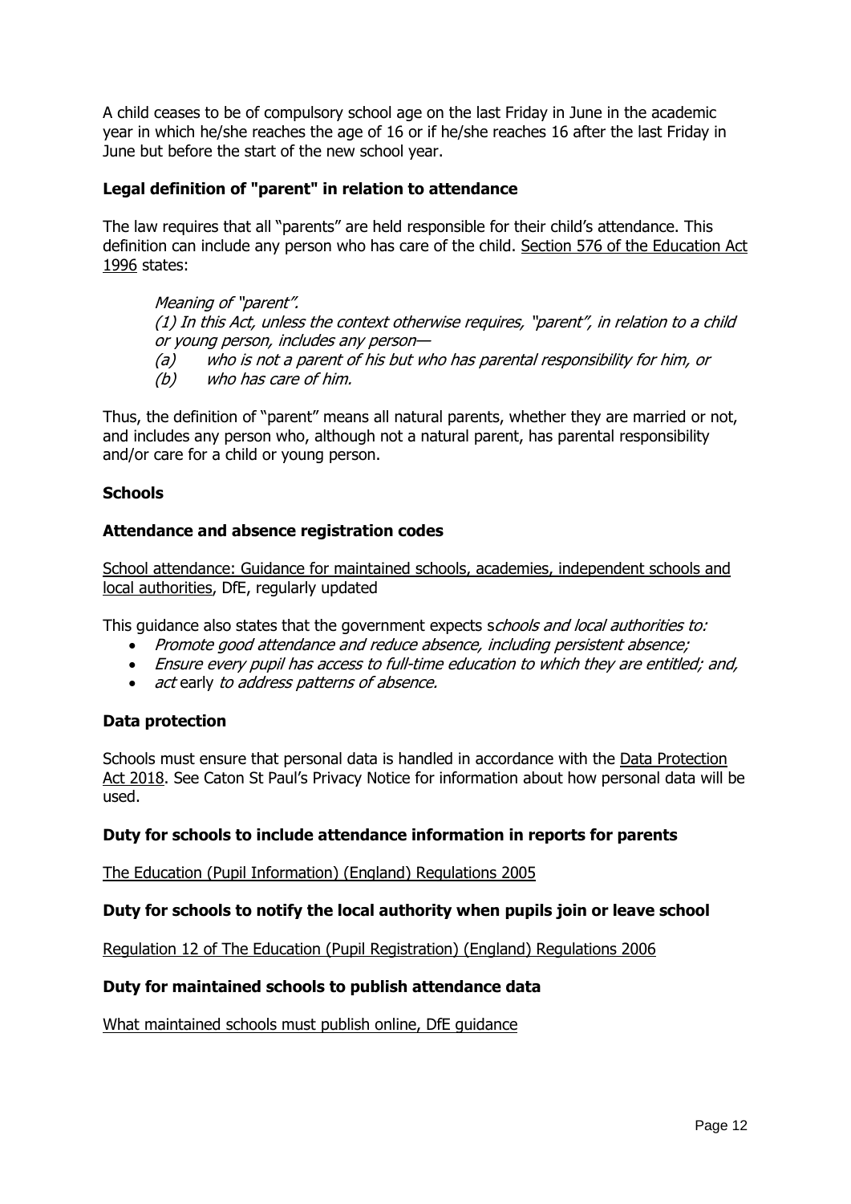A child ceases to be of compulsory school age on the last Friday in June in the academic year in which he/she reaches the age of 16 or if he/she reaches 16 after the last Friday in June but before the start of the new school year.

### Legal definition of "parent" in relation to attendance

The law requires that all "parents" are held responsible for their child's attendance. This definition can include any person who has care of the child. Section 576 of the Education Act 1996 states:

> *Meaning of "parent".*
> *(1) In this Act, unless the context otherwise requires, "parent", in relation to a child or young person, includes any person—*
> *(a) who is not a parent of his but who has parental responsibility for him, or*
> *(b) who has care of him.*

Thus, the definition of "parent" means all natural parents, whether they are married or not, and includes any person who, although not a natural parent, has parental responsibility and/or care for a child or young person.

### Schools

### Attendance and absence registration codes

School attendance: Guidance for maintained schools, academies, independent schools and local authorities, DfE, regularly updated

This guidance also states that the government expects s*chools and local authorities to:*

- *Promote good attendance and reduce absence, including persistent absence;*
- *Ensure every pupil has access to full-time education to which they are entitled; and,*
- *act* early *to address patterns of absence.*

### Data protection

Schools must ensure that personal data is handled in accordance with the Data Protection Act 2018. See Caton St Paul's Privacy Notice for information about how personal data will be used.

### Duty for schools to include attendance information in reports for parents

The Education (Pupil Information) (England) Regulations 2005

### Duty for schools to notify the local authority when pupils join or leave school

Regulation 12 of The Education (Pupil Registration) (England) Regulations 2006

### Duty for maintained schools to publish attendance data

What maintained schools must publish online, DfE guidance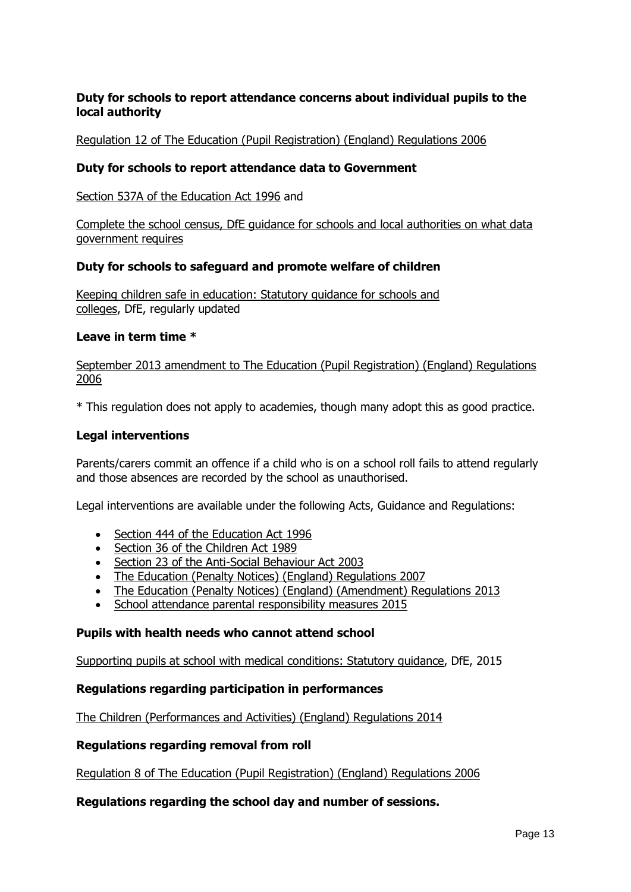**Duty for schools to report attendance concerns about individual pupils to the local authority**

Regulation 12 of The Education (Pupil Registration) (England) Regulations 2006

**Duty for schools to report attendance data to Government**

Section 537A of the Education Act 1996 and

Complete the school census, DfE guidance for schools and local authorities on what data government requires

**Duty for schools to safeguard and promote welfare of children**

Keeping children safe in education: Statutory guidance for schools and colleges, DfE, regularly updated

**Leave in term time ***

September 2013 amendment to The Education (Pupil Registration) (England) Regulations 2006

* This regulation does not apply to academies, though many adopt this as good practice.

**Legal interventions**

Parents/carers commit an offence if a child who is on a school roll fails to attend regularly and those absences are recorded by the school as unauthorised.

Legal interventions are available under the following Acts, Guidance and Regulations:

- Section 444 of the Education Act 1996
- Section 36 of the Children Act 1989
- Section 23 of the Anti-Social Behaviour Act 2003
- The Education (Penalty Notices) (England) Regulations 2007
- The Education (Penalty Notices) (England) (Amendment) Regulations 2013
- School attendance parental responsibility measures 2015

**Pupils with health needs who cannot attend school**

Supporting pupils at school with medical conditions: Statutory guidance, DfE, 2015

**Regulations regarding participation in performances**

The Children (Performances and Activities) (England) Regulations 2014

**Regulations regarding removal from roll**

Regulation 8 of The Education (Pupil Registration) (England) Regulations 2006

**Regulations regarding the school day and number of sessions.**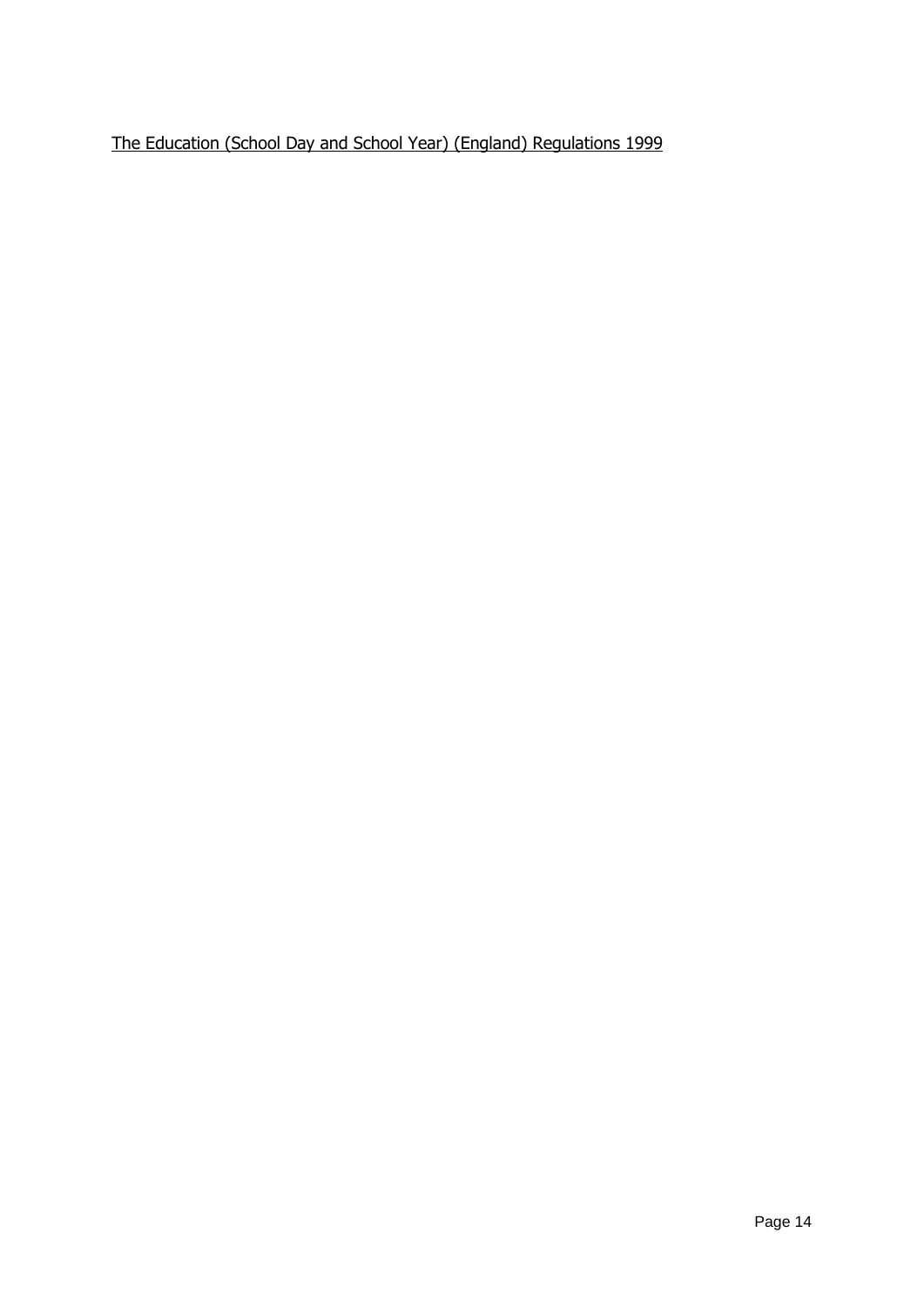<u>The Education (School Day and School Year) (England) Regulations 1999</u>